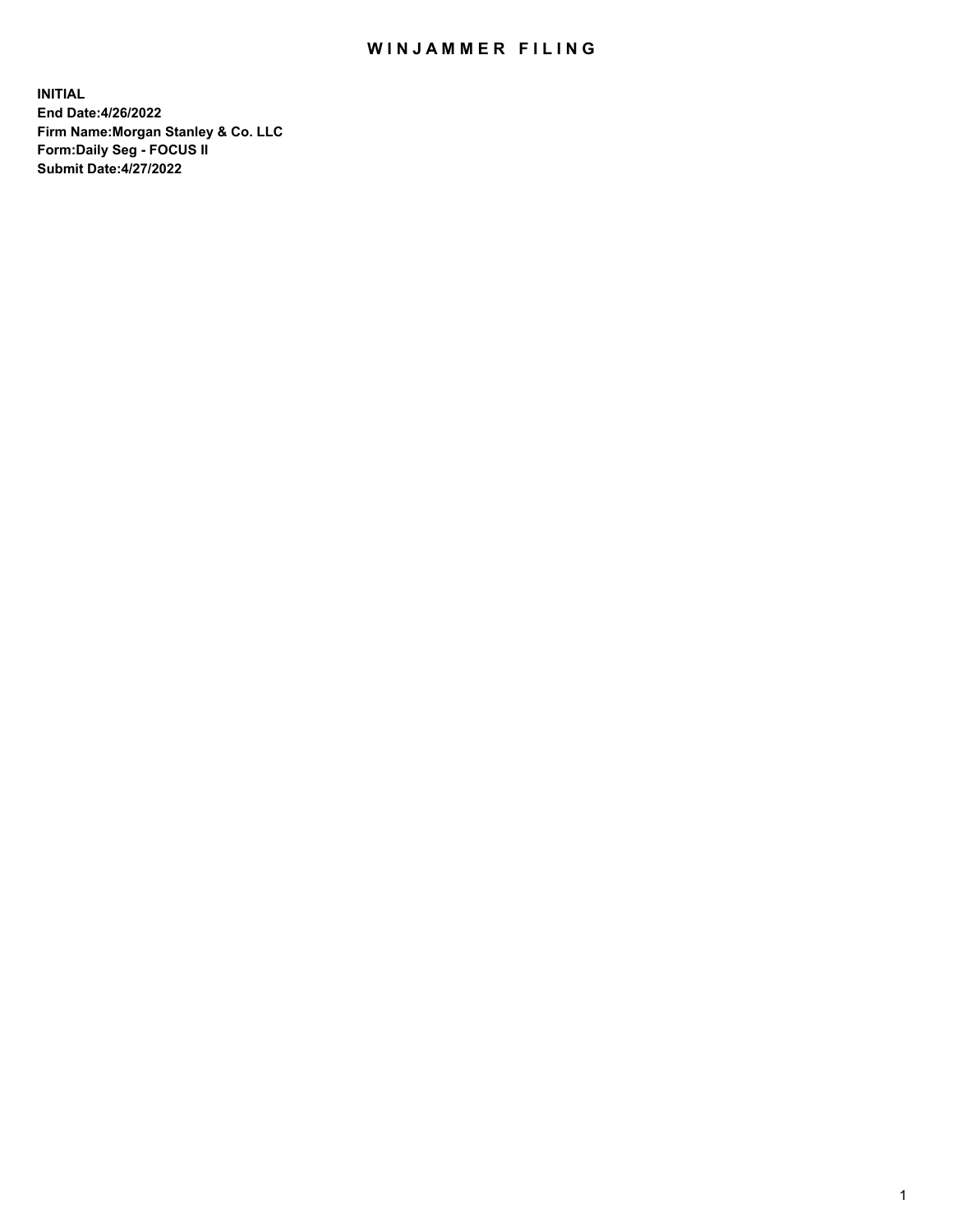# WINJAMMER FILING

**INITIAL**
**End Date:4/26/2022**
**Firm Name:Morgan Stanley & Co. LLC**
**Form:Daily Seg - FOCUS II**
**Submit Date:4/27/2022**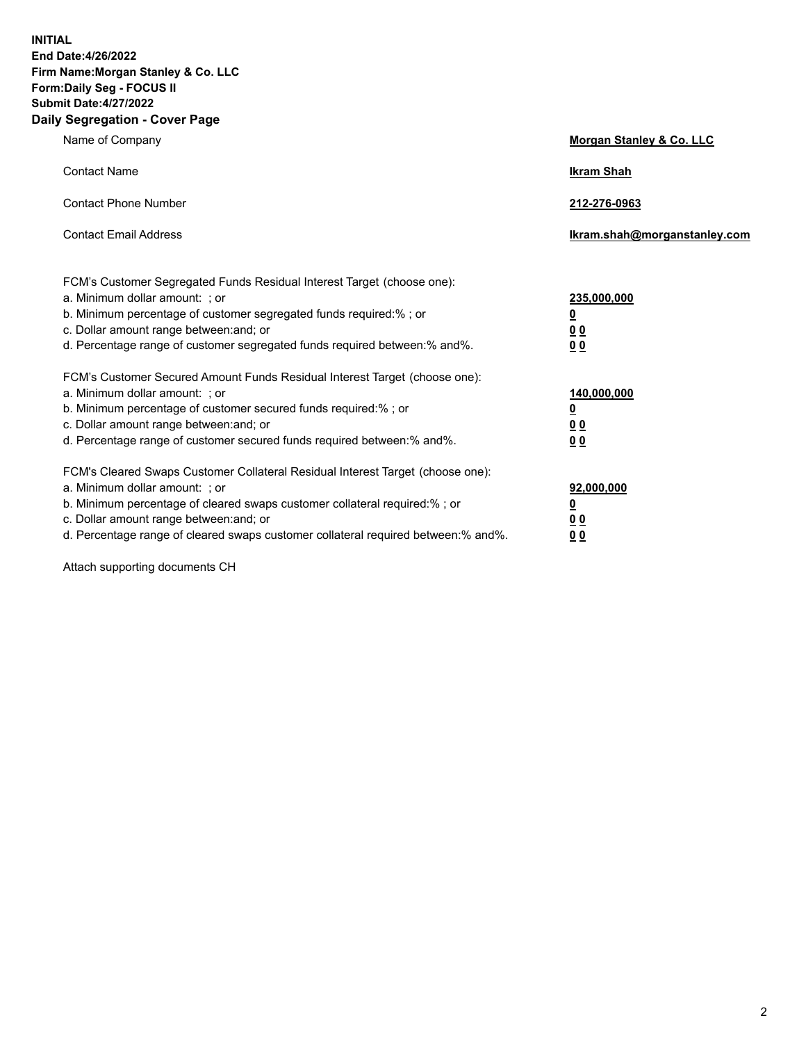**INITIAL**
**End Date:4/26/2022**
**Firm Name:Morgan Stanley & Co. LLC**
**Form:Daily Seg - FOCUS II**
**Submit Date:4/27/2022**

## Daily Segregation - Cover Page

| | |
|---|---|
| Name of Company | **Morgan Stanley & Co. LLC** |
| Contact Name | **Ikram Shah** |
| Contact Phone Number | **212-276-0963** |
| Contact Email Address | **Ikram.shah@morganstanley.com** |

| | |
|---|---|
| FCM's Customer Segregated Funds Residual Interest Target (choose one): | |
| a. Minimum dollar amount: ; or | **235,000,000** |
| b. Minimum percentage of customer segregated funds required:% ; or | **0** |
| c. Dollar amount range between:and; or | **0 0** |
| d. Percentage range of customer segregated funds required between:% and%. | **0 0** |
| FCM's Customer Secured Amount Funds Residual Interest Target (choose one): | |
| a. Minimum dollar amount: ; or | **140,000,000** |
| b. Minimum percentage of customer secured funds required:% ; or | **0** |
| c. Dollar amount range between:and; or | **0 0** |
| d. Percentage range of customer secured funds required between:% and%. | **0 0** |
| FCM's Cleared Swaps Customer Collateral Residual Interest Target (choose one): | |
| a. Minimum dollar amount: ; or | **92,000,000** |
| b. Minimum percentage of cleared swaps customer collateral required:% ; or | **0** |
| c. Dollar amount range between:and; or | **0 0** |
| d. Percentage range of cleared swaps customer collateral required between:% and%. | **0 0** |

Attach supporting documents CH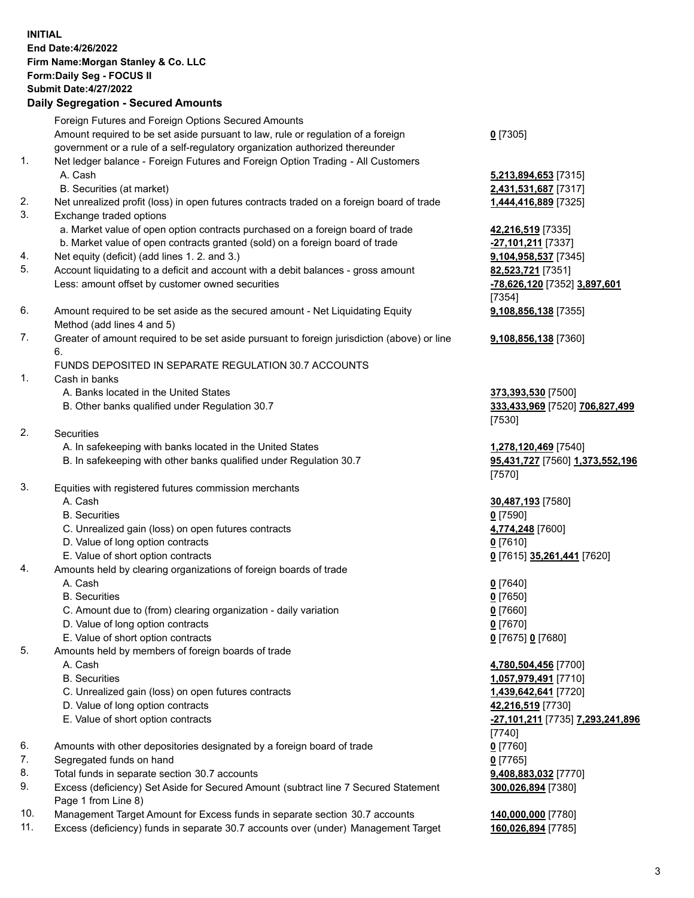**INITIAL**
**End Date:4/26/2022**
**Firm Name:Morgan Stanley & Co. LLC**
**Form:Daily Seg - FOCUS II**
**Submit Date:4/27/2022**

## Daily Segregation - Secured Amounts

| | | |
|---|---|---|
| | Foreign Futures and Foreign Options Secured Amounts | |
| | Amount required to be set aside pursuant to law, rule or regulation of a foreign government or a rule of a self-regulatory organization authorized thereunder | **0** [7305] |
| 1. | Net ledger balance - Foreign Futures and Foreign Option Trading - All Customers | |
| | A. Cash | **5,213,894,653** [7315] |
| | B. Securities (at market) | **2,431,531,687** [7317] |
| 2. | Net unrealized profit (loss) in open futures contracts traded on a foreign board of trade | **1,444,416,889** [7325] |
| 3. | Exchange traded options | |
| | a. Market value of open option contracts purchased on a foreign board of trade | **42,216,519** [7335] |
| | b. Market value of open contracts granted (sold) on a foreign board of trade | **-27,101,211** [7337] |
| 4. | Net equity (deficit) (add lines 1. 2. and 3.) | **9,104,958,537** [7345] |
| 5. | Account liquidating to a deficit and account with a debit balances - gross amount | **82,523,721** [7351] |
| | Less: amount offset by customer owned securities | **-78,626,120** [7352] **3,897,601** [7354] |
| 6. | Amount required to be set aside as the secured amount - Net Liquidating Equity Method (add lines 4 and 5) | **9,108,856,138** [7355] |
| 7. | Greater of amount required to be set aside pursuant to foreign jurisdiction (above) or line 6. | **9,108,856,138** [7360] |
| | FUNDS DEPOSITED IN SEPARATE REGULATION 30.7 ACCOUNTS | |
| 1. | Cash in banks | |
| | A. Banks located in the United States | **373,393,530** [7500] |
| | B. Other banks qualified under Regulation 30.7 | **333,433,969** [7520] **706,827,499** [7530] |
| 2. | Securities | |
| | A. In safekeeping with banks located in the United States | **1,278,120,469** [7540] |
| | B. In safekeeping with other banks qualified under Regulation 30.7 | **95,431,727** [7560] **1,373,552,196** [7570] |
| 3. | Equities with registered futures commission merchants | |
| | A. Cash | **30,487,193** [7580] |
| | B. Securities | **0** [7590] |
| | C. Unrealized gain (loss) on open futures contracts | **4,774,248** [7600] |
| | D. Value of long option contracts | **0** [7610] |
| | E. Value of short option contracts | **0** [7615] **35,261,441** [7620] |
| 4. | Amounts held by clearing organizations of foreign boards of trade | |
| | A. Cash | **0** [7640] |
| | B. Securities | **0** [7650] |
| | C. Amount due to (from) clearing organization - daily variation | **0** [7660] |
| | D. Value of long option contracts | **0** [7670] |
| | E. Value of short option contracts | **0** [7675] **0** [7680] |
| 5. | Amounts held by members of foreign boards of trade | |
| | A. Cash | **4,780,504,456** [7700] |
| | B. Securities | **1,057,979,491** [7710] |
| | C. Unrealized gain (loss) on open futures contracts | **1,439,642,641** [7720] |
| | D. Value of long option contracts | **42,216,519** [7730] |
| | E. Value of short option contracts | **-27,101,211** [7735] **7,293,241,896** [7740] |
| 6. | Amounts with other depositories designated by a foreign board of trade | **0** [7760] |
| 7. | Segregated funds on hand | **0** [7765] |
| 8. | Total funds in separate section 30.7 accounts | **9,408,883,032** [7770] |
| 9. | Excess (deficiency) Set Aside for Secured Amount (subtract line 7 Secured Statement Page 1 from Line 8) | **300,026,894** [7380] |
| 10. | Management Target Amount for Excess funds in separate section 30.7 accounts | **140,000,000** [7780] |
| 11. | Excess (deficiency) funds in separate 30.7 accounts over (under) Management Target | **160,026,894** [7785] |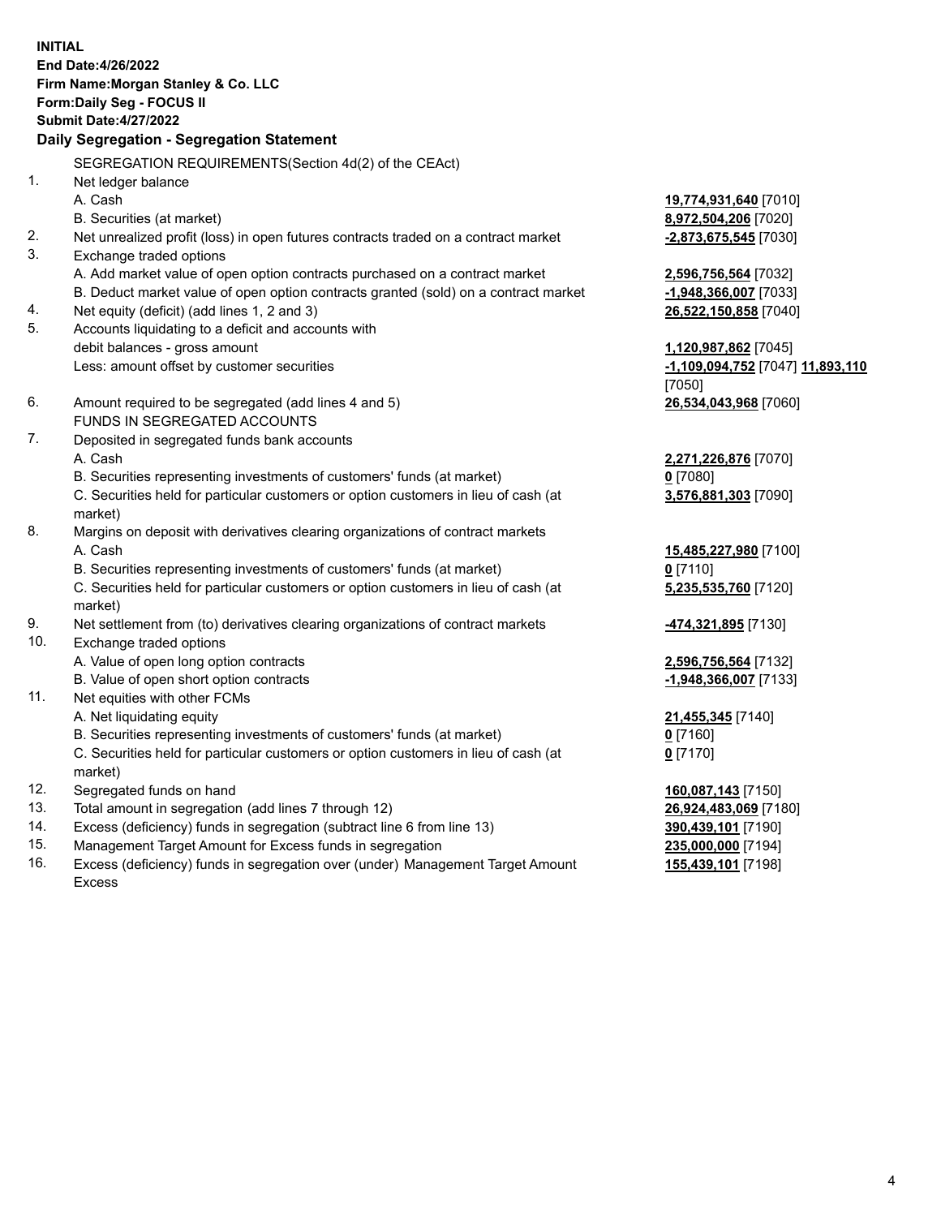**INITIAL**
**End Date:4/26/2022**
**Firm Name:Morgan Stanley & Co. LLC**
**Form:Daily Seg - FOCUS II**
**Submit Date:4/27/2022**

## Daily Segregation - Segregation Statement

SEGREGATION REQUIREMENTS(Section 4d(2) of the CEAct)

| | | |
|---|---|---|
| 1. | Net ledger balance | |
| | A. Cash | **19,774,931,640** [7010] |
| | B. Securities (at market) | **8,972,504,206** [7020] |
| 2. | Net unrealized profit (loss) in open futures contracts traded on a contract market | **-2,873,675,545** [7030] |
| 3. | Exchange traded options | |
| | A. Add market value of open option contracts purchased on a contract market | **2,596,756,564** [7032] |
| | B. Deduct market value of open option contracts granted (sold) on a contract market | **-1,948,366,007** [7033] |
| 4. | Net equity (deficit) (add lines 1, 2 and 3) | **26,522,150,858** [7040] |
| 5. | Accounts liquidating to a deficit and accounts with debit balances - gross amount | **1,120,987,862** [7045] |
| | Less: amount offset by customer securities | **-1,109,094,752** [7047] **11,893,110** [7050] |
| 6. | Amount required to be segregated (add lines 4 and 5) | **26,534,043,968** [7060] |
| | FUNDS IN SEGREGATED ACCOUNTS | |
| 7. | Deposited in segregated funds bank accounts | |
| | A. Cash | **2,271,226,876** [7070] |
| | B. Securities representing investments of customers' funds (at market) | **0** [7080] |
| | C. Securities held for particular customers or option customers in lieu of cash (at market) | **3,576,881,303** [7090] |
| 8. | Margins on deposit with derivatives clearing organizations of contract markets | |
| | A. Cash | **15,485,227,980** [7100] |
| | B. Securities representing investments of customers' funds (at market) | **0** [7110] |
| | C. Securities held for particular customers or option customers in lieu of cash (at market) | **5,235,535,760** [7120] |
| 9. | Net settlement from (to) derivatives clearing organizations of contract markets | **-474,321,895** [7130] |
| 10. | Exchange traded options | |
| | A. Value of open long option contracts | **2,596,756,564** [7132] |
| | B. Value of open short option contracts | **-1,948,366,007** [7133] |
| 11. | Net equities with other FCMs | |
| | A. Net liquidating equity | **21,455,345** [7140] |
| | B. Securities representing investments of customers' funds (at market) | **0** [7160] |
| | C. Securities held for particular customers or option customers in lieu of cash (at market) | **0** [7170] |
| 12. | Segregated funds on hand | **160,087,143** [7150] |
| 13. | Total amount in segregation (add lines 7 through 12) | **26,924,483,069** [7180] |
| 14. | Excess (deficiency) funds in segregation (subtract line 6 from line 13) | **390,439,101** [7190] |
| 15. | Management Target Amount for Excess funds in segregation | **235,000,000** [7194] |
| 16. | Excess (deficiency) funds in segregation over (under) Management Target Amount Excess | **155,439,101** [7198] |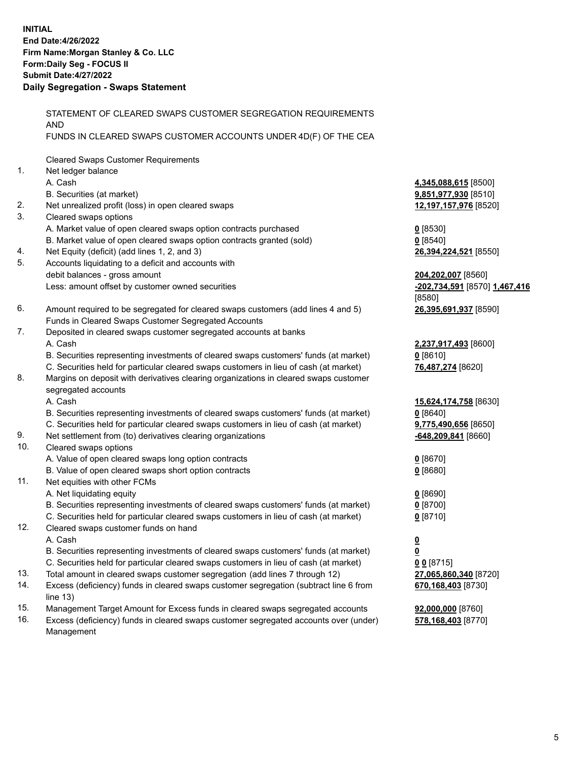**INITIAL**
**End Date:4/26/2022**
**Firm Name:Morgan Stanley & Co. LLC**
**Form:Daily Seg - FOCUS II**
**Submit Date:4/27/2022**
**Daily Segregation - Swaps Statement**

STATEMENT OF CLEARED SWAPS CUSTOMER SEGREGATION REQUIREMENTS AND FUNDS IN CLEARED SWAPS CUSTOMER ACCOUNTS UNDER 4D(F) OF THE CEA

| | | |
|---|---|---|
| | Cleared Swaps Customer Requirements | |
| 1. | Net ledger balance | |
| | A. Cash | **4,345,088,615** [8500] |
| | B. Securities (at market) | **9,851,977,930** [8510] |
| 2. | Net unrealized profit (loss) in open cleared swaps | **12,197,157,976** [8520] |
| 3. | Cleared swaps options | |
| | A. Market value of open cleared swaps option contracts purchased | **0** [8530] |
| | B. Market value of open cleared swaps option contracts granted (sold) | **0** [8540] |
| 4. | Net Equity (deficit) (add lines 1, 2, and 3) | **26,394,224,521** [8550] |
| 5. | Accounts liquidating to a deficit and accounts with debit balances - gross amount | **204,202,007** [8560] |
| | Less: amount offset by customer owned securities | **-202,734,591** [8570] **1,467,416** [8580] |
| 6. | Amount required to be segregated for cleared swaps customers (add lines 4 and 5) | **26,395,691,937** [8590] |
| | Funds in Cleared Swaps Customer Segregated Accounts | |
| 7. | Deposited in cleared swaps customer segregated accounts at banks | |
| | A. Cash | **2,237,917,493** [8600] |
| | B. Securities representing investments of cleared swaps customers' funds (at market) | **0** [8610] |
| | C. Securities held for particular cleared swaps customers in lieu of cash (at market) | **76,487,274** [8620] |
| 8. | Margins on deposit with derivatives clearing organizations in cleared swaps customer segregated accounts | |
| | A. Cash | **15,624,174,758** [8630] |
| | B. Securities representing investments of cleared swaps customers' funds (at market) | **0** [8640] |
| | C. Securities held for particular cleared swaps customers in lieu of cash (at market) | **9,775,490,656** [8650] |
| 9. | Net settlement from (to) derivatives clearing organizations | **-648,209,841** [8660] |
| 10. | Cleared swaps options | |
| | A. Value of open cleared swaps long option contracts | **0** [8670] |
| | B. Value of open cleared swaps short option contracts | **0** [8680] |
| 11. | Net equities with other FCMs | |
| | A. Net liquidating equity | **0** [8690] |
| | B. Securities representing investments of cleared swaps customers' funds (at market) | **0** [8700] |
| | C. Securities held for particular cleared swaps customers in lieu of cash (at market) | **0** [8710] |
| 12. | Cleared swaps customer funds on hand | |
| | A. Cash | **0** |
| | B. Securities representing investments of cleared swaps customers' funds (at market) | **0** |
| | C. Securities held for particular cleared swaps customers in lieu of cash (at market) | **0** **0** [8715] |
| 13. | Total amount in cleared swaps customer segregation (add lines 7 through 12) | **27,065,860,340** [8720] |
| 14. | Excess (deficiency) funds in cleared swaps customer segregation (subtract line 6 from line 13) | **670,168,403** [8730] |
| 15. | Management Target Amount for Excess funds in cleared swaps segregated accounts | **92,000,000** [8760] |
| 16. | Excess (deficiency) funds in cleared swaps customer segregated accounts over (under) Management | **578,168,403** [8770] |